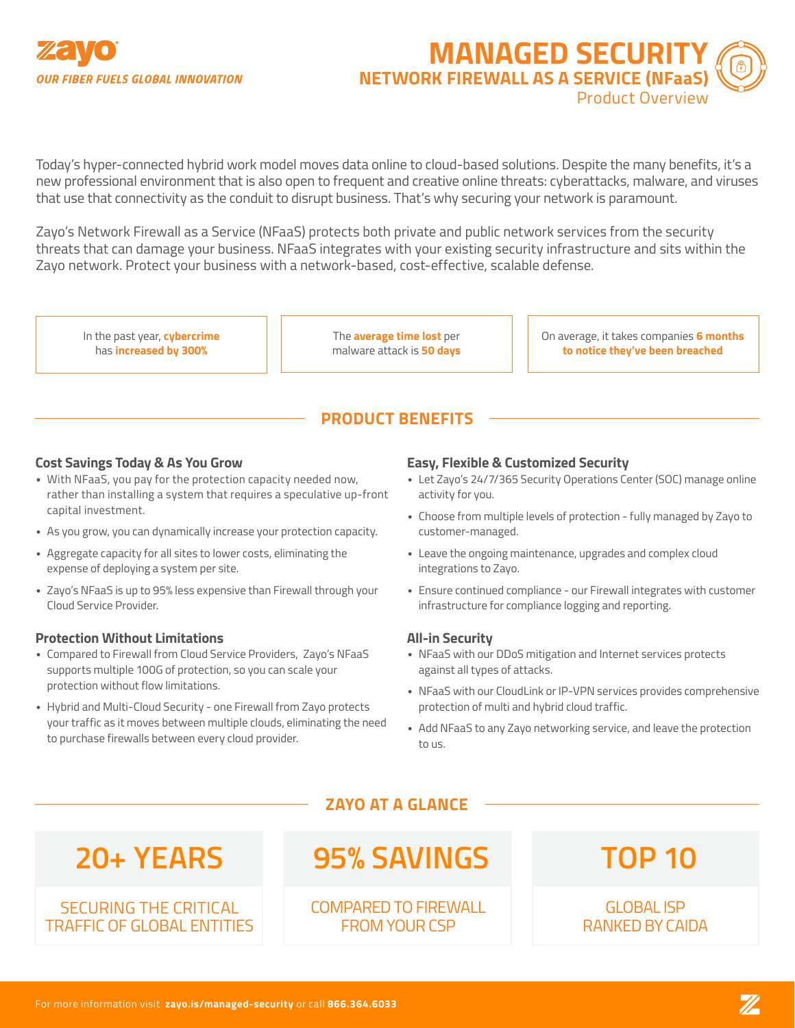zayo

*OUR FIBER FUELS GLOBAL INNOVATION*

# MANAGED SECURITY

## NETWORK FIREWALL AS A SERVICE (NFaaS)

Product Overview

Today's hyper-connected hybrid work model moves data online to cloud-based solutions. Despite the many benefits, it's a new professional environment that is also open to frequent and creative online threats: cyberattacks, malware, and viruses that use that connectivity as the conduit to disrupt business. That's why securing your network is paramount.

Zayo's Network Firewall as a Service (NFaaS) protects both private and public network services from the security threats that can damage your business. NFaaS integrates with your existing security infrastructure and sits within the Zayo network. Protect your business with a network-based, cost-effective, scalable defense.

In the past year, **cybercrime** has **increased by 300%**

The **average time lost** per malware attack is **50 days**

On average, it takes companies **6 months to notice they've been breached**

## PRODUCT BENEFITS

### Cost Savings Today & As You Grow

- With NFaaS, you pay for the protection capacity needed now, rather than installing a system that requires a speculative up-front capital investment.
- As you grow, you can dynamically increase your protection capacity.
- Aggregate capacity for all sites to lower costs, eliminating the expense of deploying a system per site.
- Zayo's NFaaS is up to 95% less expensive than Firewall through your Cloud Service Provider.

### Protection Without Limitations

- Compared to Firewall from Cloud Service Providers, Zayo's NFaaS supports multiple 100G of protection, so you can scale your protection without flow limitations.
- Hybrid and Multi-Cloud Security - one Firewall from Zayo protects your traffic as it moves between multiple clouds, eliminating the need to purchase firewalls between every cloud provider.

### Easy, Flexible & Customized Security

- Let Zayo's 24/7/365 Security Operations Center (SOC) manage online activity for you.
- Choose from multiple levels of protection - fully managed by Zayo to customer-managed.
- Leave the ongoing maintenance, upgrades and complex cloud integrations to Zayo.
- Ensure continued compliance - our Firewall integrates with customer infrastructure for compliance logging and reporting.

### All-in Security

- NFaaS with our DDoS mitigation and Internet services protects against all types of attacks.
- NFaaS with our CloudLink or IP-VPN services provides comprehensive protection of multi and hybrid cloud traffic.
- Add NFaaS to any Zayo networking service, and leave the protection to us.

## ZAYO AT A GLANCE

**20+ YEARS**
SECURING THE CRITICAL TRAFFIC OF GLOBAL ENTITIES

**95% SAVINGS**
COMPARED TO FIREWALL FROM YOUR CSP

**TOP 10**
GLOBAL ISP RANKED BY CAIDA

For more information visit **zayo.is/managed-security** or call **866.364.6033**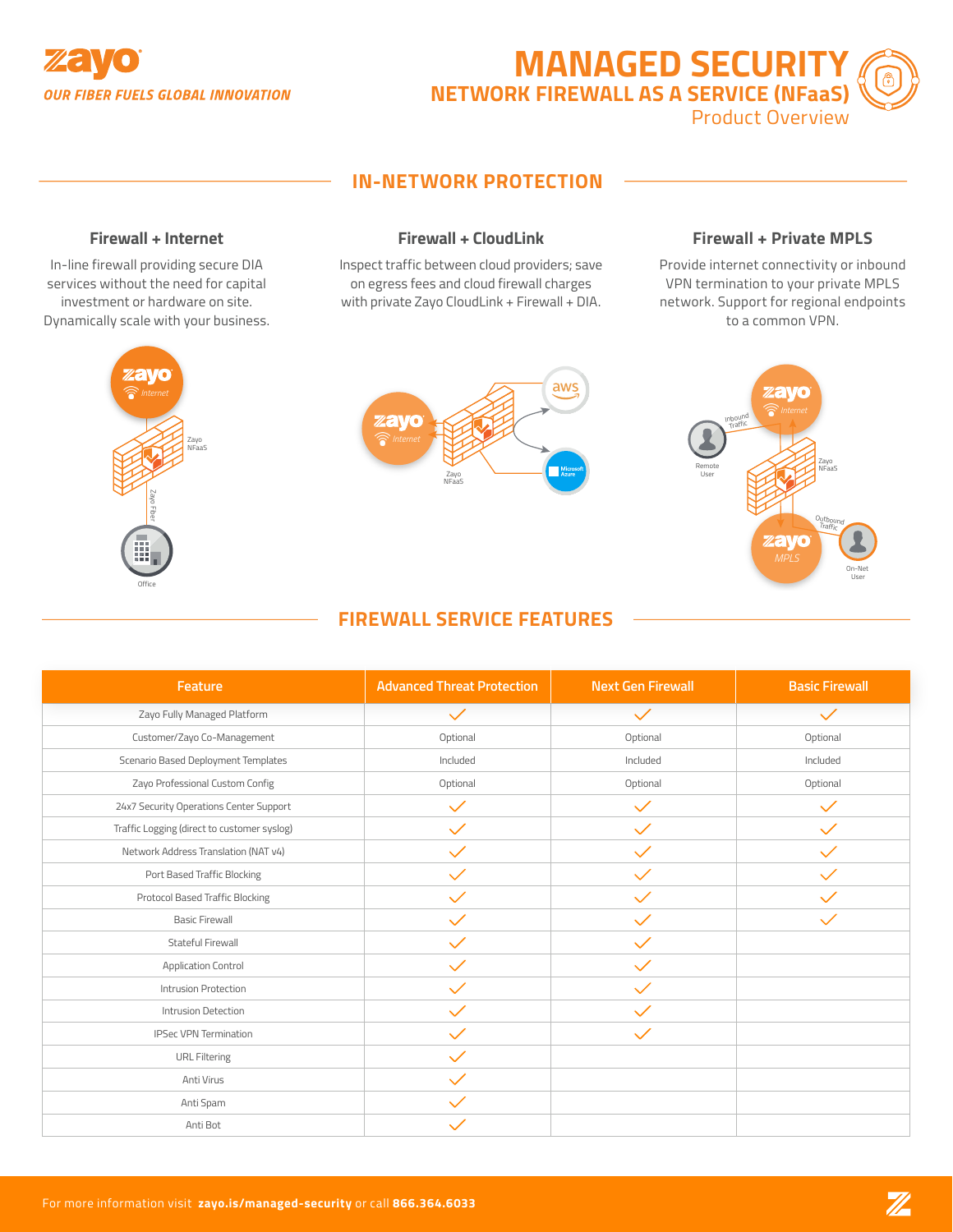# MANAGED SECURITY

## NETWORK FIREWALL AS A SERVICE (NFaaS)

Product Overview

zayo

*OUR FIBER FUELS GLOBAL INNOVATION*

## IN-NETWORK PROTECTION

### Firewall + Internet

In-line firewall providing secure DIA services without the need for capital investment or hardware on site. Dynamically scale with your business.

zayo Internet

Zayo NFaaS

Zayo Fiber

Office

### Firewall + CloudLink

Inspect traffic between cloud providers; save on egress fees and cloud firewall charges with private Zayo CloudLink + Firewall + DIA.

zayo Internet

Zayo NFaaS

aws

Microsoft Azure

### Firewall + Private MPLS

Provide internet connectivity or inbound VPN termination to your private MPLS network. Support for regional endpoints to a common VPN.

zayo Internet

Inbound Traffic

Remote User

Zayo NFaaS

Outbound Traffic

zayo MPLS

On-Net User

## FIREWALL SERVICE FEATURES

| Feature | Advanced Threat Protection | Next Gen Firewall | Basic Firewall |
|---|---|---|---|
| Zayo Fully Managed Platform | ✓ | ✓ | ✓ |
| Customer/Zayo Co-Management | Optional | Optional | Optional |
| Scenario Based Deployment Templates | Included | Included | Included |
| Zayo Professional Custom Config | Optional | Optional | Optional |
| 24x7 Security Operations Center Support | ✓ | ✓ | ✓ |
| Traffic Logging (direct to customer syslog) | ✓ | ✓ | ✓ |
| Network Address Translation (NAT v4) | ✓ | ✓ | ✓ |
| Port Based Traffic Blocking | ✓ | ✓ | ✓ |
| Protocol Based Traffic Blocking | ✓ | ✓ | ✓ |
| Basic Firewall | ✓ | ✓ | ✓ |
| Stateful Firewall | ✓ | ✓ | |
| Application Control | ✓ | ✓ | |
| Intrusion Protection | ✓ | ✓ | |
| Intrusion Detection | ✓ | ✓ | |
| IPSec VPN Termination | ✓ | ✓ | |
| URL Filtering | ✓ | | |
| Anti Virus | ✓ | | |
| Anti Spam | ✓ | | |
| Anti Bot | ✓ | | |

For more information visit **zayo.is/managed-security** or call **866.364.6033**